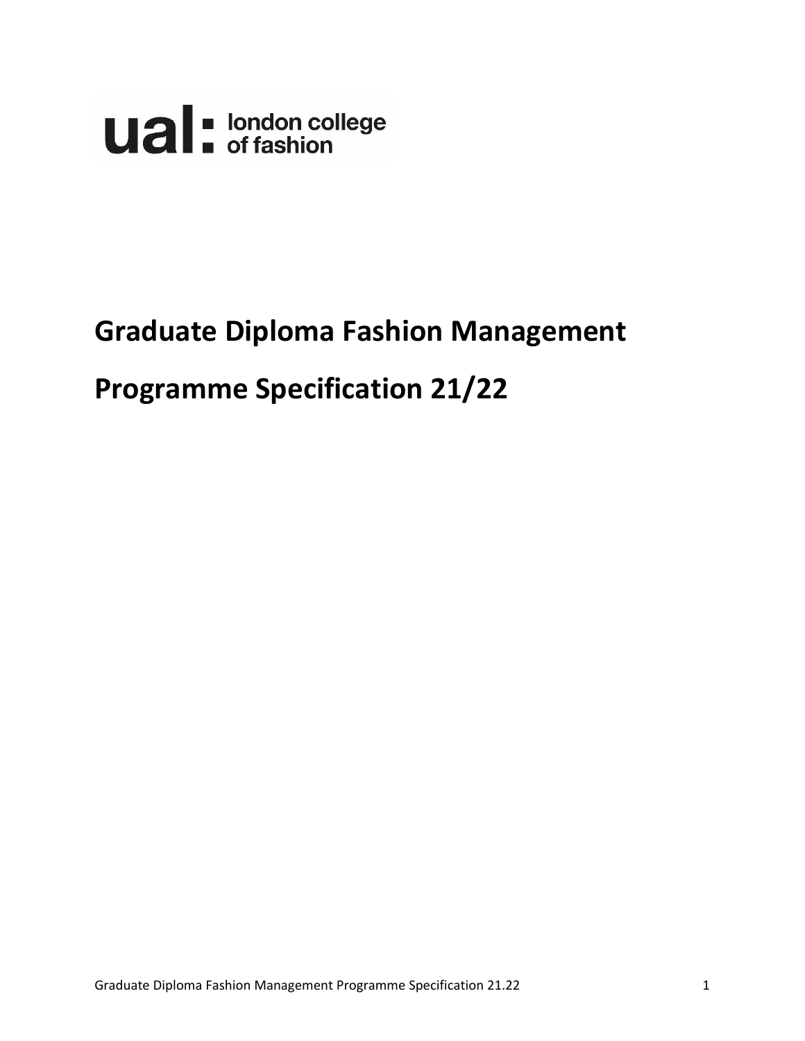ual: london college of fashion

# Graduate Diploma Fashion Management

# Programme Specification 21/22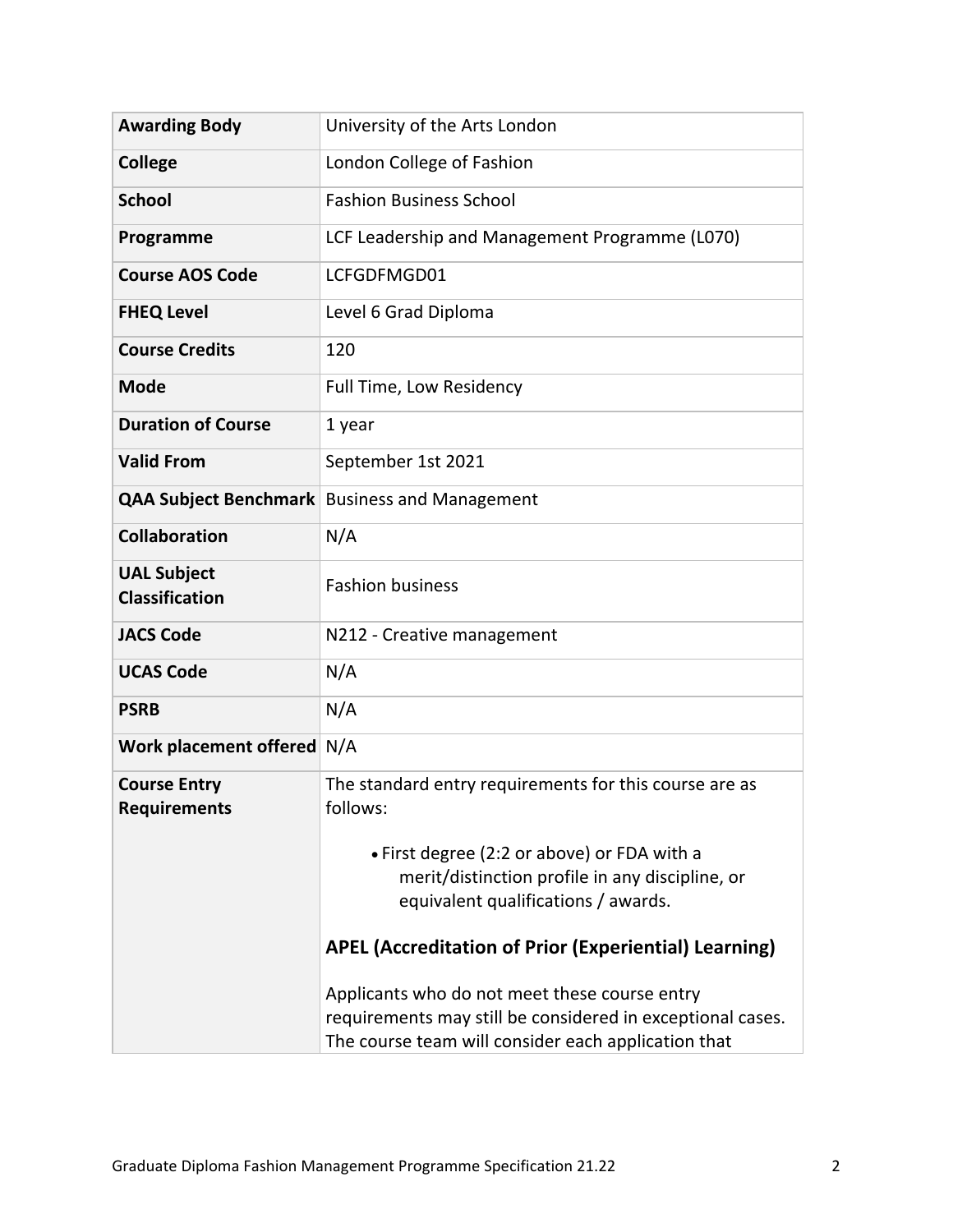| | |
|---|---|
| **Awarding Body** | University of the Arts London |
| **College** | London College of Fashion |
| **School** | Fashion Business School |
| **Programme** | LCF Leadership and Management Programme (L070) |
| **Course AOS Code** | LCFGDFMGD01 |
| **FHEQ Level** | Level 6 Grad Diploma |
| **Course Credits** | 120 |
| **Mode** | Full Time, Low Residency |
| **Duration of Course** | 1 year |
| **Valid From** | September 1st 2021 |
| **QAA Subject Benchmark** | Business and Management |
| **Collaboration** | N/A |
| **UAL Subject Classification** | Fashion business |
| **JACS Code** | N212 - Creative management |
| **UCAS Code** | N/A |
| **PSRB** | N/A |
| **Work placement offered** | N/A |
| **Course Entry Requirements** | The standard entry requirements for this course are as follows:<br><br>• First degree (2:2 or above) or FDA with a merit/distinction profile in any discipline, or equivalent qualifications / awards.<br><br>**APEL (Accreditation of Prior (Experiential) Learning)**<br><br>Applicants who do not meet these course entry requirements may still be considered in exceptional cases. The course team will consider each application that |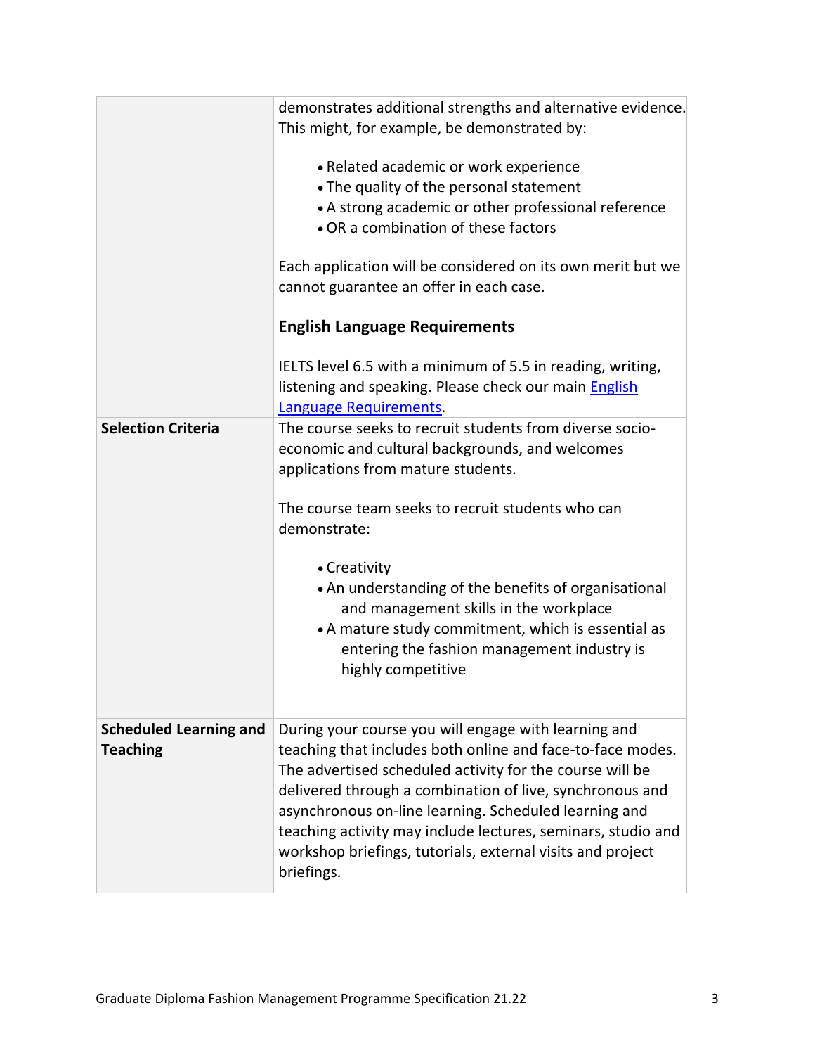| | |
|---|---|
| | demonstrates additional strengths and alternative evidence. This might, for example, be demonstrated by:<br><br>• Related academic or work experience<br>• The quality of the personal statement<br>• A strong academic or other professional reference<br>• OR a combination of these factors<br><br>Each application will be considered on its own merit but we cannot guarantee an offer in each case.<br><br>**English Language Requirements**<br><br>IELTS level 6.5 with a minimum of 5.5 in reading, writing, listening and speaking. Please check our main English Language Requirements. |
| **Selection Criteria** | The course seeks to recruit students from diverse socio-economic and cultural backgrounds, and welcomes applications from mature students.<br><br>The course team seeks to recruit students who can demonstrate:<br><br>• Creativity<br>• An understanding of the benefits of organisational and management skills in the workplace<br>• A mature study commitment, which is essential as entering the fashion management industry is highly competitive |
| **Scheduled Learning and Teaching** | During your course you will engage with learning and teaching that includes both online and face-to-face modes. The advertised scheduled activity for the course will be delivered through a combination of live, synchronous and asynchronous on-line learning. Scheduled learning and teaching activity may include lectures, seminars, studio and workshop briefings, tutorials, external visits and project briefings. |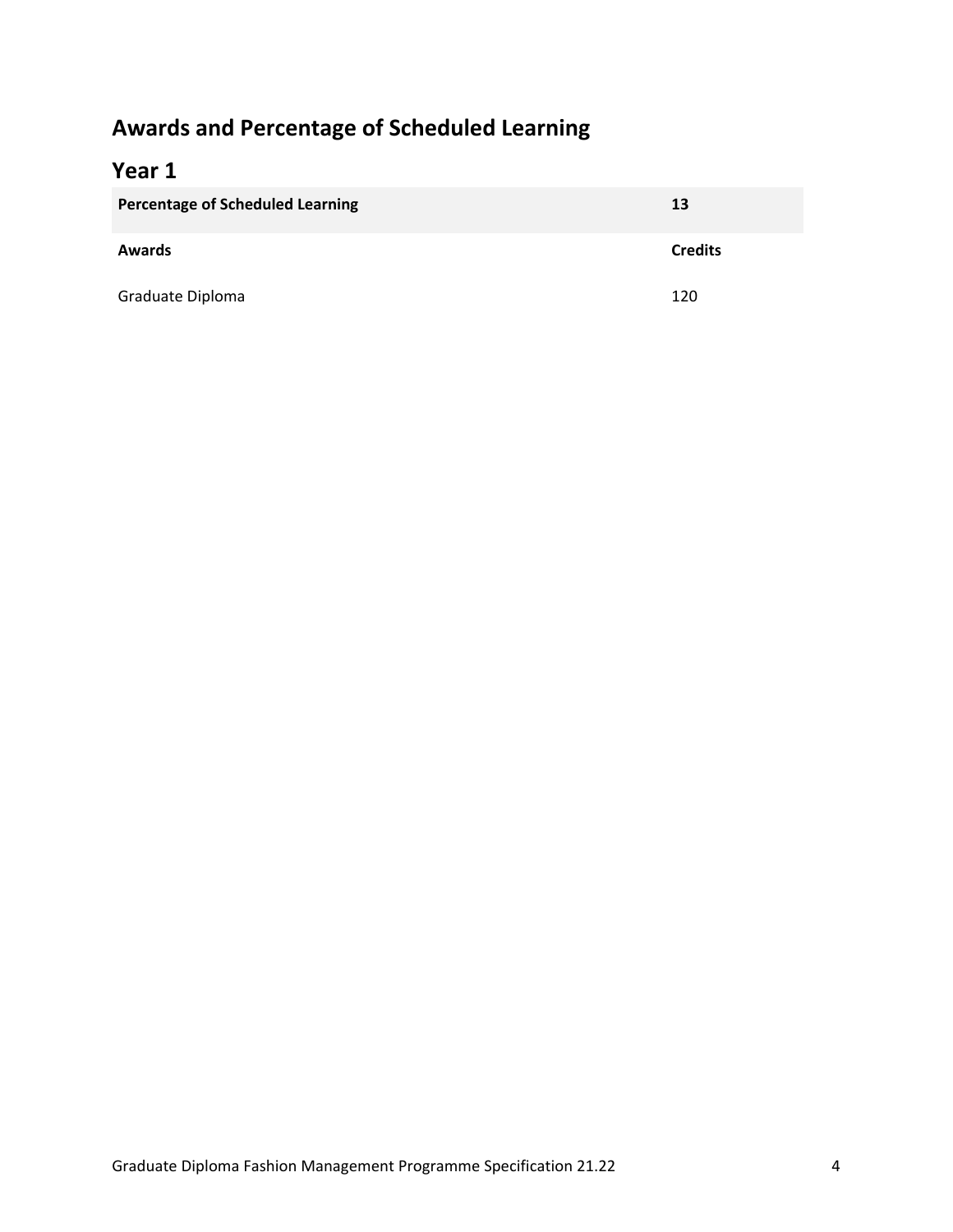## Awards and Percentage of Scheduled Learning

### Year 1

| **Percentage of Scheduled Learning** | **13** |
| --- | --- |
| **Awards** | **Credits** |
| Graduate Diploma | 120 |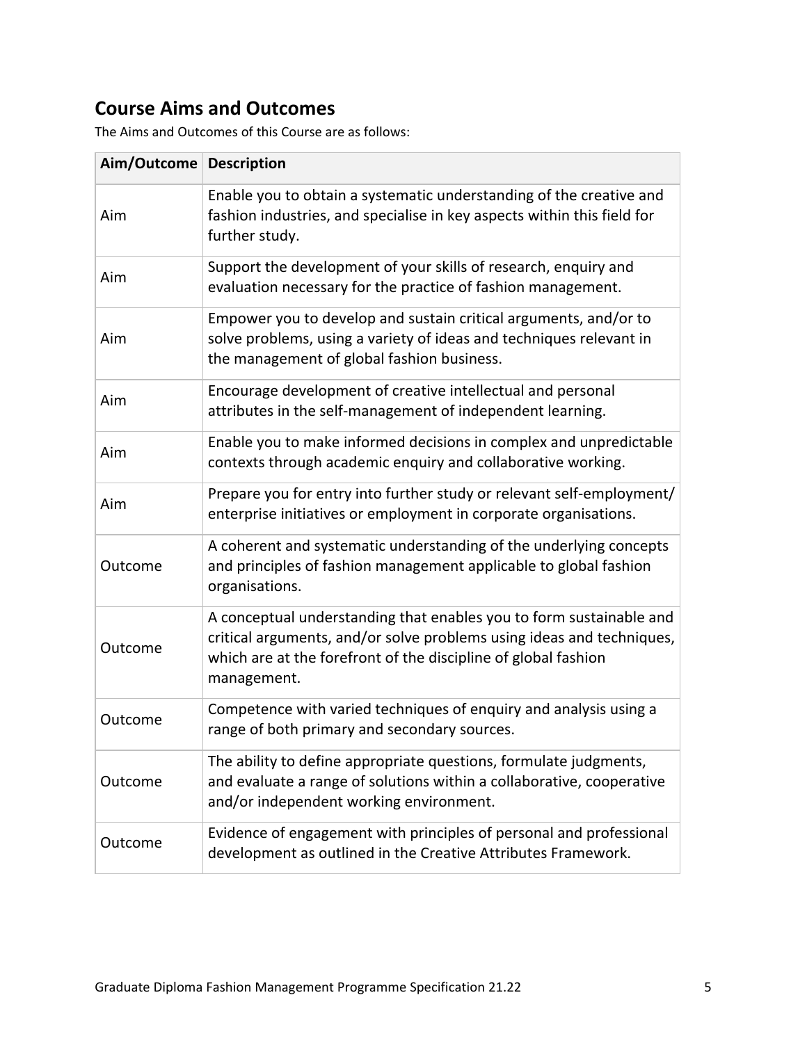## Course Aims and Outcomes

The Aims and Outcomes of this Course are as follows:

| Aim/Outcome | Description |
| --- | --- |
| Aim | Enable you to obtain a systematic understanding of the creative and fashion industries, and specialise in key aspects within this field for further study. |
| Aim | Support the development of your skills of research, enquiry and evaluation necessary for the practice of fashion management. |
| Aim | Empower you to develop and sustain critical arguments, and/or to solve problems, using a variety of ideas and techniques relevant in the management of global fashion business. |
| Aim | Encourage development of creative intellectual and personal attributes in the self-management of independent learning. |
| Aim | Enable you to make informed decisions in complex and unpredictable contexts through academic enquiry and collaborative working. |
| Aim | Prepare you for entry into further study or relevant self-employment/ enterprise initiatives or employment in corporate organisations. |
| Outcome | A coherent and systematic understanding of the underlying concepts and principles of fashion management applicable to global fashion organisations. |
| Outcome | A conceptual understanding that enables you to form sustainable and critical arguments, and/or solve problems using ideas and techniques, which are at the forefront of the discipline of global fashion management. |
| Outcome | Competence with varied techniques of enquiry and analysis using a range of both primary and secondary sources. |
| Outcome | The ability to define appropriate questions, formulate judgments, and evaluate a range of solutions within a collaborative, cooperative and/or independent working environment. |
| Outcome | Evidence of engagement with principles of personal and professional development as outlined in the Creative Attributes Framework. |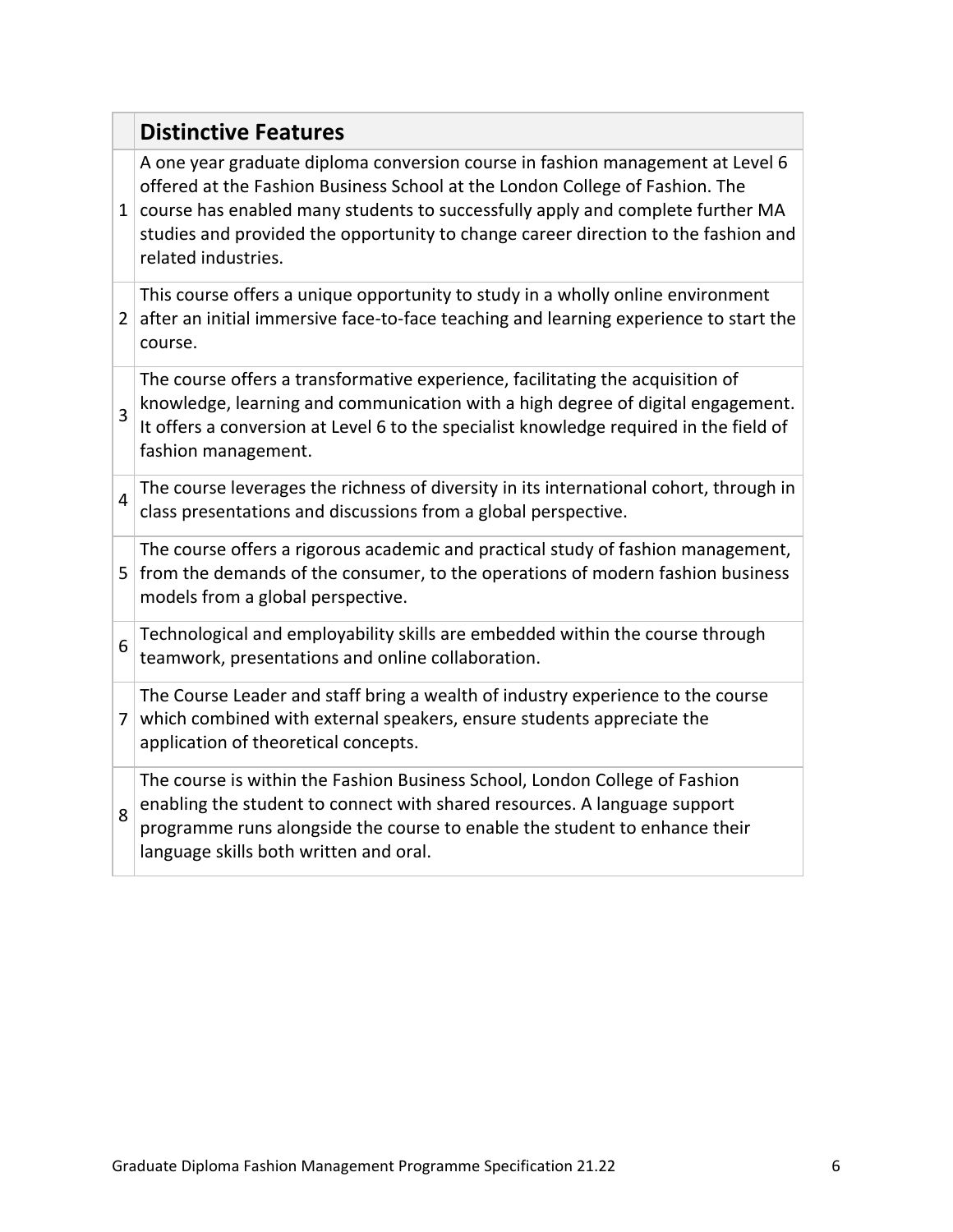| | Distinctive Features |
|---|---|
| 1 | A one year graduate diploma conversion course in fashion management at Level 6 offered at the Fashion Business School at the London College of Fashion. The course has enabled many students to successfully apply and complete further MA studies and provided the opportunity to change career direction to the fashion and related industries. |
| 2 | This course offers a unique opportunity to study in a wholly online environment after an initial immersive face-to-face teaching and learning experience to start the course. |
| 3 | The course offers a transformative experience, facilitating the acquisition of knowledge, learning and communication with a high degree of digital engagement. It offers a conversion at Level 6 to the specialist knowledge required in the field of fashion management. |
| 4 | The course leverages the richness of diversity in its international cohort, through in class presentations and discussions from a global perspective. |
| 5 | The course offers a rigorous academic and practical study of fashion management, from the demands of the consumer, to the operations of modern fashion business models from a global perspective. |
| 6 | Technological and employability skills are embedded within the course through teamwork, presentations and online collaboration. |
| 7 | The Course Leader and staff bring a wealth of industry experience to the course which combined with external speakers, ensure students appreciate the application of theoretical concepts. |
| 8 | The course is within the Fashion Business School, London College of Fashion enabling the student to connect with shared resources. A language support programme runs alongside the course to enable the student to enhance their language skills both written and oral. |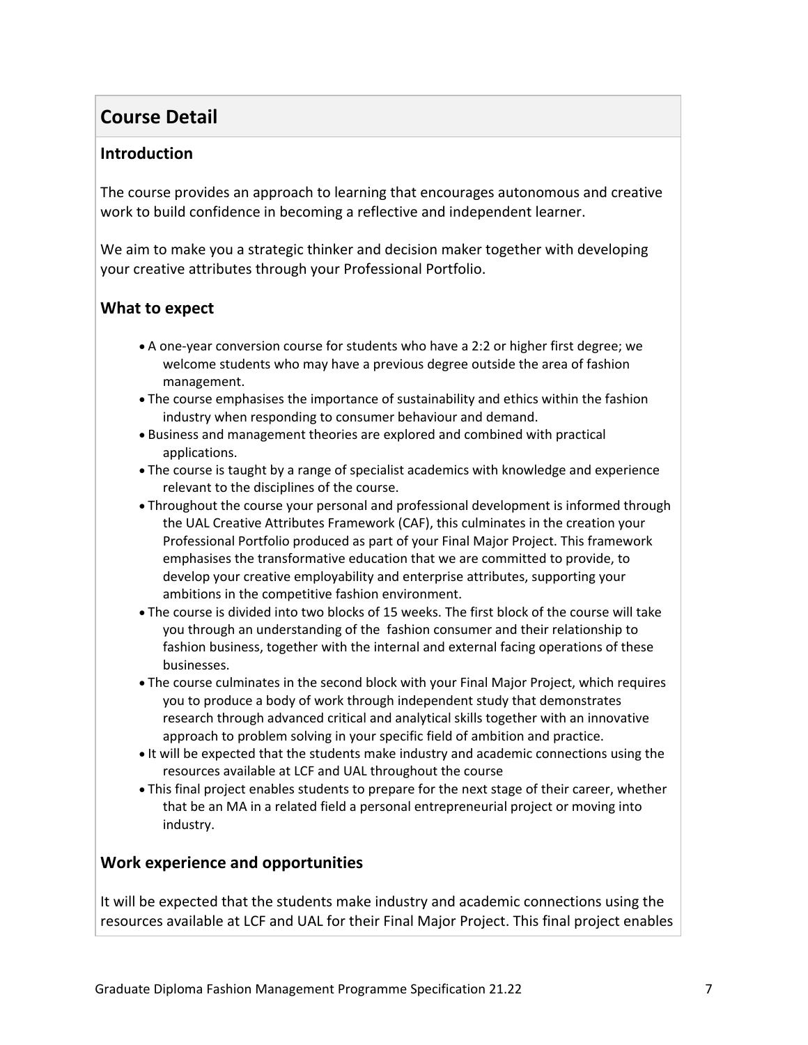## Course Detail

### Introduction

The course provides an approach to learning that encourages autonomous and creative work to build confidence in becoming a reflective and independent learner.

We aim to make you a strategic thinker and decision maker together with developing your creative attributes through your Professional Portfolio.

### What to expect

- A one-year conversion course for students who have a 2:2 or higher first degree; we welcome students who may have a previous degree outside the area of fashion management.
- The course emphasises the importance of sustainability and ethics within the fashion industry when responding to consumer behaviour and demand.
- Business and management theories are explored and combined with practical applications.
- The course is taught by a range of specialist academics with knowledge and experience relevant to the disciplines of the course.
- Throughout the course your personal and professional development is informed through the UAL Creative Attributes Framework (CAF), this culminates in the creation your Professional Portfolio produced as part of your Final Major Project. This framework emphasises the transformative education that we are committed to provide, to develop your creative employability and enterprise attributes, supporting your ambitions in the competitive fashion environment.
- The course is divided into two blocks of 15 weeks. The first block of the course will take you through an understanding of the fashion consumer and their relationship to fashion business, together with the internal and external facing operations of these businesses.
- The course culminates in the second block with your Final Major Project, which requires you to produce a body of work through independent study that demonstrates research through advanced critical and analytical skills together with an innovative approach to problem solving in your specific field of ambition and practice.
- It will be expected that the students make industry and academic connections using the resources available at LCF and UAL throughout the course
- This final project enables students to prepare for the next stage of their career, whether that be an MA in a related field a personal entrepreneurial project or moving into industry.

### Work experience and opportunities

It will be expected that the students make industry and academic connections using the resources available at LCF and UAL for their Final Major Project. This final project enables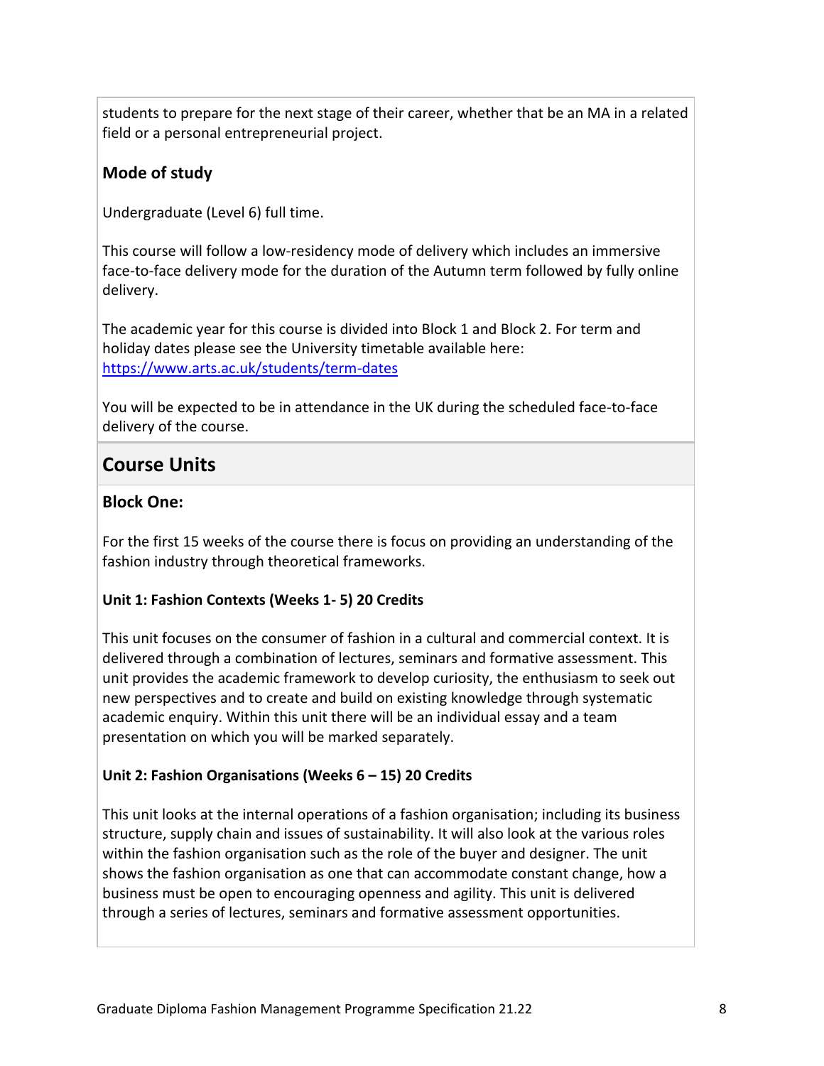students to prepare for the next stage of their career, whether that be an MA in a related field or a personal entrepreneurial project.

### Mode of study

Undergraduate (Level 6) full time.

This course will follow a low-residency mode of delivery which includes an immersive face-to-face delivery mode for the duration of the Autumn term followed by fully online delivery.

The academic year for this course is divided into Block 1 and Block 2. For term and holiday dates please see the University timetable available here: [https://www.arts.ac.uk/students/term-dates](https://www.arts.ac.uk/students/term-dates)

You will be expected to be in attendance in the UK during the scheduled face-to-face delivery of the course.

## Course Units

### Block One:

For the first 15 weeks of the course there is focus on providing an understanding of the fashion industry through theoretical frameworks.

**Unit 1: Fashion Contexts (Weeks 1- 5) 20 Credits**

This unit focuses on the consumer of fashion in a cultural and commercial context. It is delivered through a combination of lectures, seminars and formative assessment. This unit provides the academic framework to develop curiosity, the enthusiasm to seek out new perspectives and to create and build on existing knowledge through systematic academic enquiry. Within this unit there will be an individual essay and a team presentation on which you will be marked separately.

**Unit 2: Fashion Organisations (Weeks 6 – 15) 20 Credits**

This unit looks at the internal operations of a fashion organisation; including its business structure, supply chain and issues of sustainability. It will also look at the various roles within the fashion organisation such as the role of the buyer and designer. The unit shows the fashion organisation as one that can accommodate constant change, how a business must be open to encouraging openness and agility. This unit is delivered through a series of lectures, seminars and formative assessment opportunities.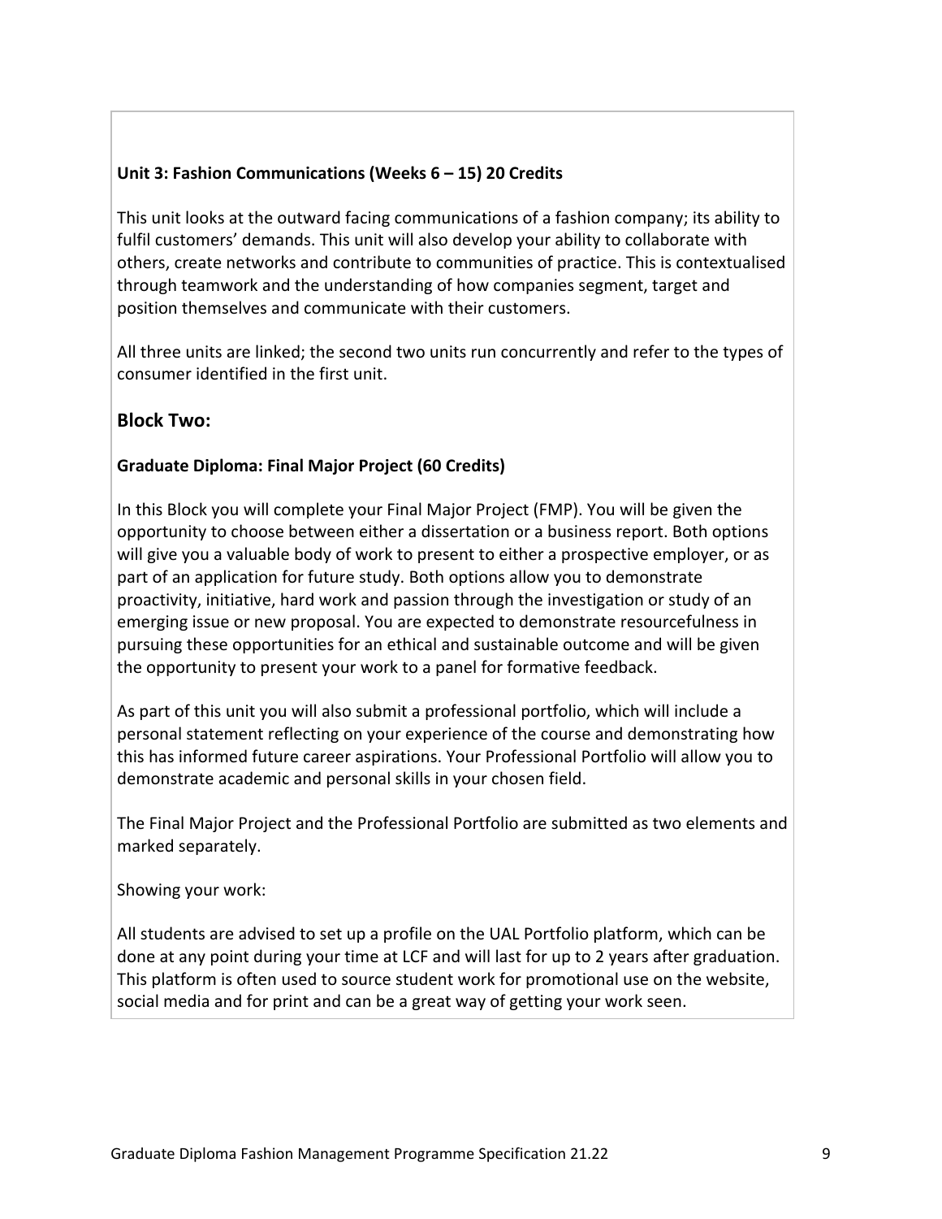**Unit 3: Fashion Communications (Weeks 6 – 15) 20 Credits**

This unit looks at the outward facing communications of a fashion company; its ability to fulfil customers' demands. This unit will also develop your ability to collaborate with others, create networks and contribute to communities of practice. This is contextualised through teamwork and the understanding of how companies segment, target and position themselves and communicate with their customers.

All three units are linked; the second two units run concurrently and refer to the types of consumer identified in the first unit.

## Block Two:

**Graduate Diploma: Final Major Project (60 Credits)**

In this Block you will complete your Final Major Project (FMP). You will be given the opportunity to choose between either a dissertation or a business report. Both options will give you a valuable body of work to present to either a prospective employer, or as part of an application for future study. Both options allow you to demonstrate proactivity, initiative, hard work and passion through the investigation or study of an emerging issue or new proposal. You are expected to demonstrate resourcefulness in pursuing these opportunities for an ethical and sustainable outcome and will be given the opportunity to present your work to a panel for formative feedback.

As part of this unit you will also submit a professional portfolio, which will include a personal statement reflecting on your experience of the course and demonstrating how this has informed future career aspirations. Your Professional Portfolio will allow you to demonstrate academic and personal skills in your chosen field.

The Final Major Project and the Professional Portfolio are submitted as two elements and marked separately.

Showing your work:

All students are advised to set up a profile on the UAL Portfolio platform, which can be done at any point during your time at LCF and will last for up to 2 years after graduation. This platform is often used to source student work for promotional use on the website, social media and for print and can be a great way of getting your work seen.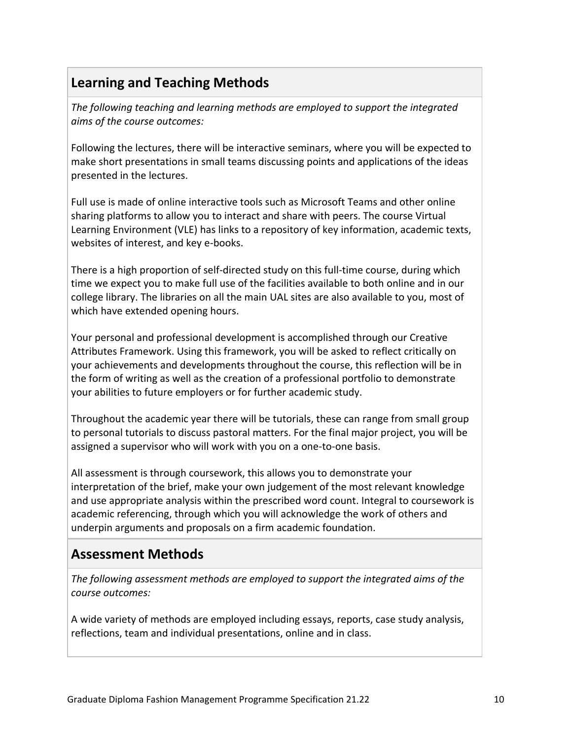## Learning and Teaching Methods

*The following teaching and learning methods are employed to support the integrated aims of the course outcomes:*

Following the lectures, there will be interactive seminars, where you will be expected to make short presentations in small teams discussing points and applications of the ideas presented in the lectures.

Full use is made of online interactive tools such as Microsoft Teams and other online sharing platforms to allow you to interact and share with peers. The course Virtual Learning Environment (VLE) has links to a repository of key information, academic texts, websites of interest, and key e-books.

There is a high proportion of self-directed study on this full-time course, during which time we expect you to make full use of the facilities available to both online and in our college library. The libraries on all the main UAL sites are also available to you, most of which have extended opening hours.

Your personal and professional development is accomplished through our Creative Attributes Framework. Using this framework, you will be asked to reflect critically on your achievements and developments throughout the course, this reflection will be in the form of writing as well as the creation of a professional portfolio to demonstrate your abilities to future employers or for further academic study.

Throughout the academic year there will be tutorials, these can range from small group to personal tutorials to discuss pastoral matters. For the final major project, you will be assigned a supervisor who will work with you on a one-to-one basis.

All assessment is through coursework, this allows you to demonstrate your interpretation of the brief, make your own judgement of the most relevant knowledge and use appropriate analysis within the prescribed word count. Integral to coursework is academic referencing, through which you will acknowledge the work of others and underpin arguments and proposals on a firm academic foundation.

## Assessment Methods

*The following assessment methods are employed to support the integrated aims of the course outcomes:*

A wide variety of methods are employed including essays, reports, case study analysis, reflections, team and individual presentations, online and in class.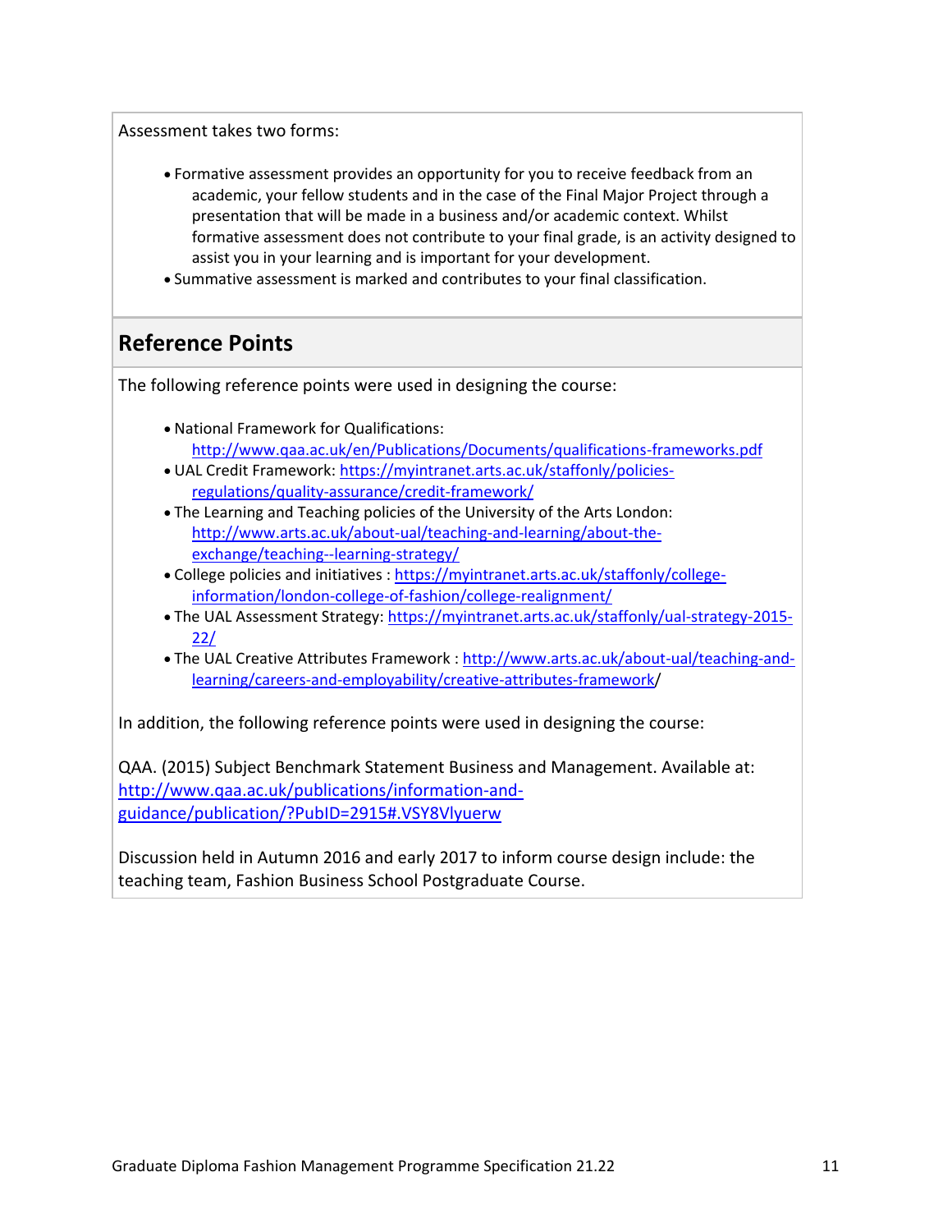Assessment takes two forms:

- Formative assessment provides an opportunity for you to receive feedback from an academic, your fellow students and in the case of the Final Major Project through a presentation that will be made in a business and/or academic context. Whilst formative assessment does not contribute to your final grade, is an activity designed to assist you in your learning and is important for your development.
- Summative assessment is marked and contributes to your final classification.

## Reference Points

The following reference points were used in designing the course:

- National Framework for Qualifications: http://www.qaa.ac.uk/en/Publications/Documents/qualifications-frameworks.pdf
- UAL Credit Framework: https://myintranet.arts.ac.uk/staffonly/policies-regulations/quality-assurance/credit-framework/
- The Learning and Teaching policies of the University of the Arts London: http://www.arts.ac.uk/about-ual/teaching-and-learning/about-the-exchange/teaching--learning-strategy/
- College policies and initiatives : https://myintranet.arts.ac.uk/staffonly/college-information/london-college-of-fashion/college-realignment/
- The UAL Assessment Strategy: https://myintranet.arts.ac.uk/staffonly/ual-strategy-2015-22/
- The UAL Creative Attributes Framework : http://www.arts.ac.uk/about-ual/teaching-and-learning/careers-and-employability/creative-attributes-framework/

In addition, the following reference points were used in designing the course:

QAA. (2015) Subject Benchmark Statement Business and Management. Available at: http://www.qaa.ac.uk/publications/information-and-guidance/publication/?PubID=2915#.VSY8Vlyuerw

Discussion held in Autumn 2016 and early 2017 to inform course design include: the teaching team, Fashion Business School Postgraduate Course.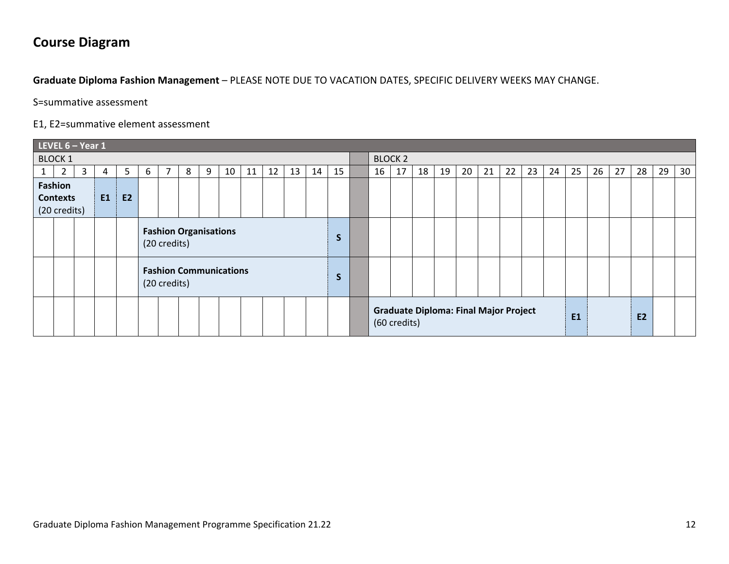## Course Diagram

**Graduate Diploma Fashion Management** – PLEASE NOTE DUE TO VACATION DATES, SPECIFIC DELIVERY WEEKS MAY CHANGE.

S=summative assessment

E1, E2=summative element assessment

| LEVEL 6 – Year 1 | | | | | | | | | | | | | | | | | | | | | | | | | | | | | | |
|---|---|---|---|---|---|---|---|---|---|---|---|---|---|---|---|---|---|---|---|---|---|---|---|---|---|---|---|---|---|---|
| BLOCK 1 | | | | | | | | | | | | | | | | BLOCK 2 | | | | | | | | | | | | | | |
| 1 | 2 | 3 | 4 | 5 | 6 | 7 | 8 | 9 | 10 | 11 | 12 | 13 | 14 | 15 | | 16 | 17 | 18 | 19 | 20 | 21 | 22 | 23 | 24 | 25 | 26 | 27 | 28 | 29 | 30 |
| **Fashion Contexts** (20 credits) | | | **E1** | **E2** | | | | | | | | | | | | | | | | | | | | | | | | | | |
| | | | | | **Fashion Organisations** (20 credits) | | | | | | | | | **S** | | | | | | | | | | | | | | | | |
| | | | | | **Fashion Communications** (20 credits) | | | | | | | | | **S** | | | | | | | | | | | | | | | | |
| | | | | | | | | | | | | | | | | **Graduate Diploma: Final Major Project** (60 credits) | | | | | | | | | **E1** | | | **E2** | | |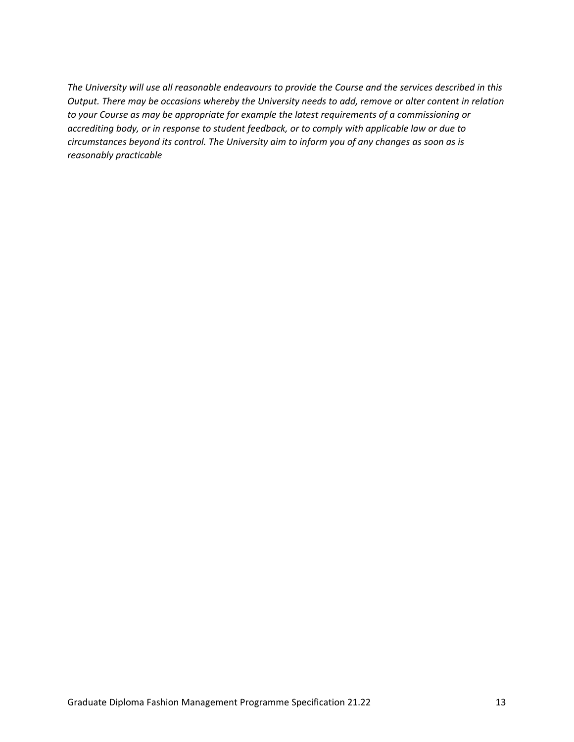*The University will use all reasonable endeavours to provide the Course and the services described in this Output. There may be occasions whereby the University needs to add, remove or alter content in relation to your Course as may be appropriate for example the latest requirements of a commissioning or accrediting body, or in response to student feedback, or to comply with applicable law or due to circumstances beyond its control. The University aim to inform you of any changes as soon as is reasonably practicable*